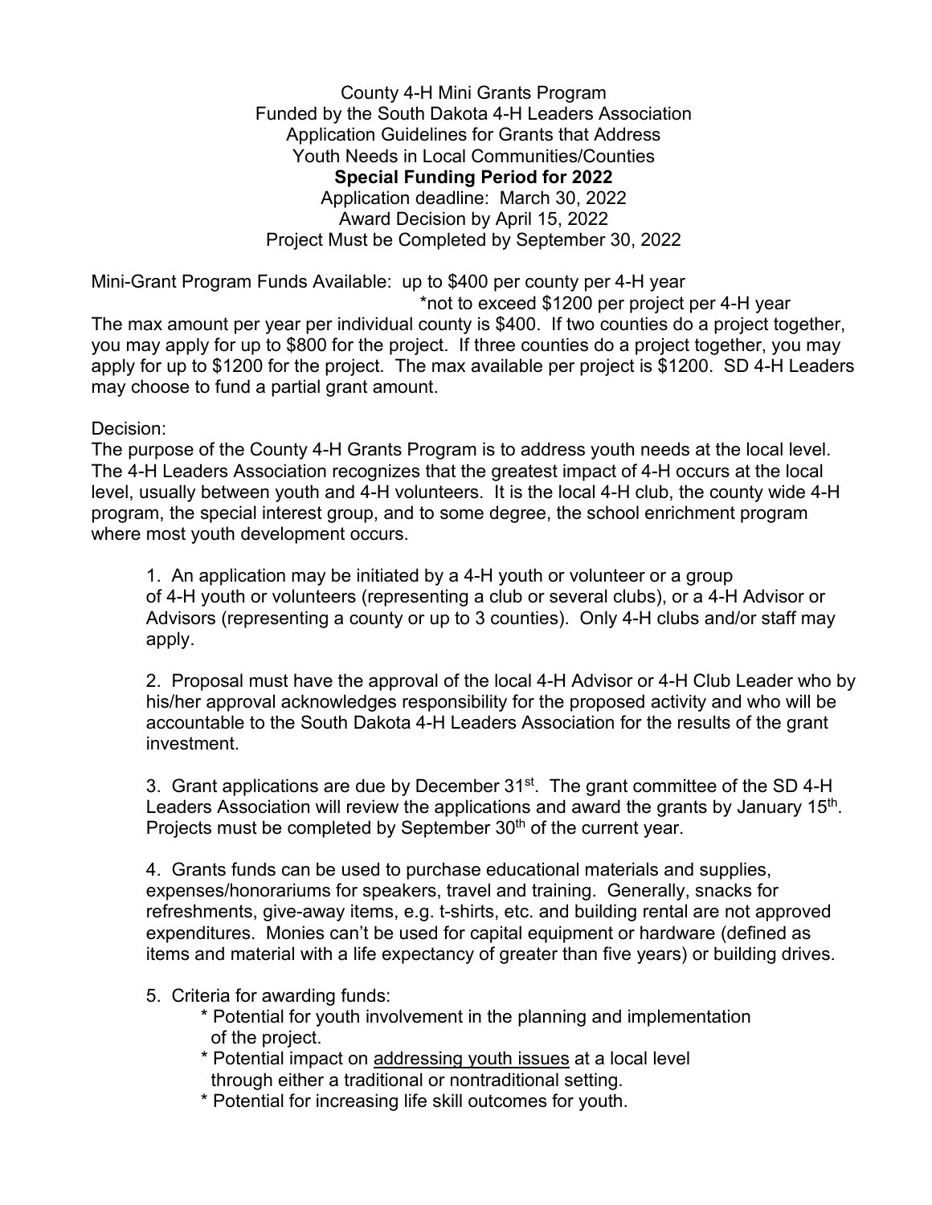County 4-H Mini Grants Program
Funded by the South Dakota 4-H Leaders Association
Application Guidelines for Grants that Address
Youth Needs in Local Communities/Counties

**Special Funding Period for 2022**

Application deadline: March 30, 2022
Award Decision by April 15, 2022
Project Must be Completed by September 30, 2022

Mini-Grant Program Funds Available: up to $400 per county per 4-H year
*not to exceed $1200 per project per 4-H year

The max amount per year per individual county is $400. If two counties do a project together, you may apply for up to $800 for the project. If three counties do a project together, you may apply for up to $1200 for the project. The max available per project is $1200. SD 4-H Leaders may choose to fund a partial grant amount.

Decision:
The purpose of the County 4-H Grants Program is to address youth needs at the local level. The 4-H Leaders Association recognizes that the greatest impact of 4-H occurs at the local level, usually between youth and 4-H volunteers. It is the local 4-H club, the county wide 4-H program, the special interest group, and to some degree, the school enrichment program where most youth development occurs.

1. An application may be initiated by a 4-H youth or volunteer or a group of 4-H youth or volunteers (representing a club or several clubs), or a 4-H Advisor or Advisors (representing a county or up to 3 counties). Only 4-H clubs and/or staff may apply.

2. Proposal must have the approval of the local 4-H Advisor or 4-H Club Leader who by his/her approval acknowledges responsibility for the proposed activity and who will be accountable to the South Dakota 4-H Leaders Association for the results of the grant investment.

3. Grant applications are due by December 31st. The grant committee of the SD 4-H Leaders Association will review the applications and award the grants by January 15th. Projects must be completed by September 30th of the current year.

4. Grants funds can be used to purchase educational materials and supplies, expenses/honorariums for speakers, travel and training. Generally, snacks for refreshments, give-away items, e.g. t-shirts, etc. and building rental are not approved expenditures. Monies can't be used for capital equipment or hardware (defined as items and material with a life expectancy of greater than five years) or building drives.

5. Criteria for awarding funds:
   * Potential for youth involvement in the planning and implementation of the project.
   * Potential impact on addressing youth issues at a local level through either a traditional or nontraditional setting.
   * Potential for increasing life skill outcomes for youth.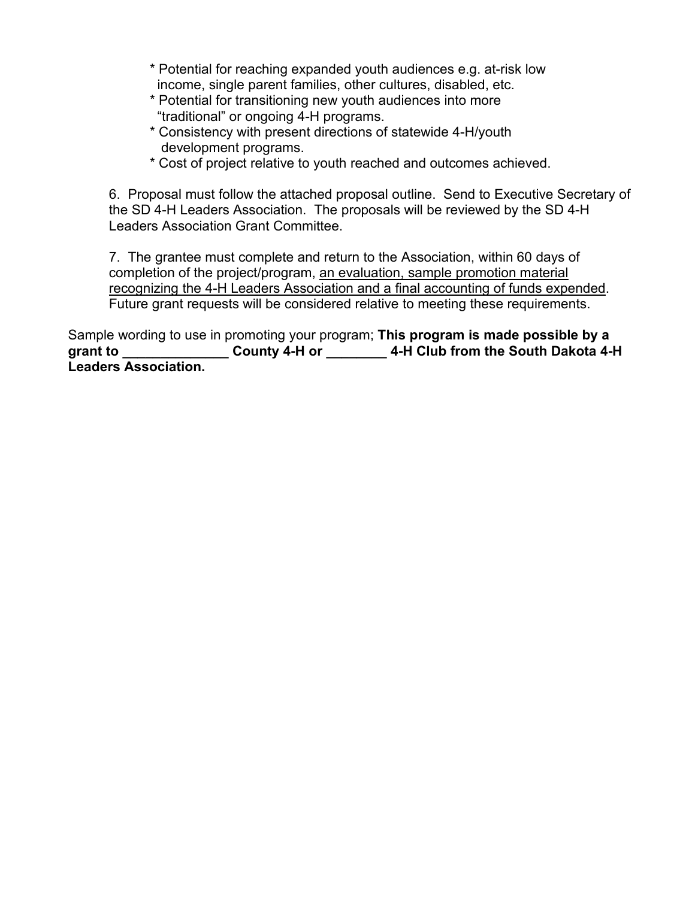- * Potential for reaching expanded youth audiences e.g. at-risk low income, single parent families, other cultures, disabled, etc.
- * Potential for transitioning new youth audiences into more "traditional" or ongoing 4-H programs.
- * Consistency with present directions of statewide 4-H/youth development programs.
- * Cost of project relative to youth reached and outcomes achieved.

6. Proposal must follow the attached proposal outline. Send to Executive Secretary of the SD 4-H Leaders Association. The proposals will be reviewed by the SD 4-H Leaders Association Grant Committee.

7. The grantee must complete and return to the Association, within 60 days of completion of the project/program, <u>an evaluation, sample promotion material recognizing the 4-H Leaders Association and a final accounting of funds expended</u>. Future grant requests will be considered relative to meeting these requirements.

Sample wording to use in promoting your program; **This program is made possible by a grant to ______________ County 4-H or ________ 4-H Club from the South Dakota 4-H Leaders Association.**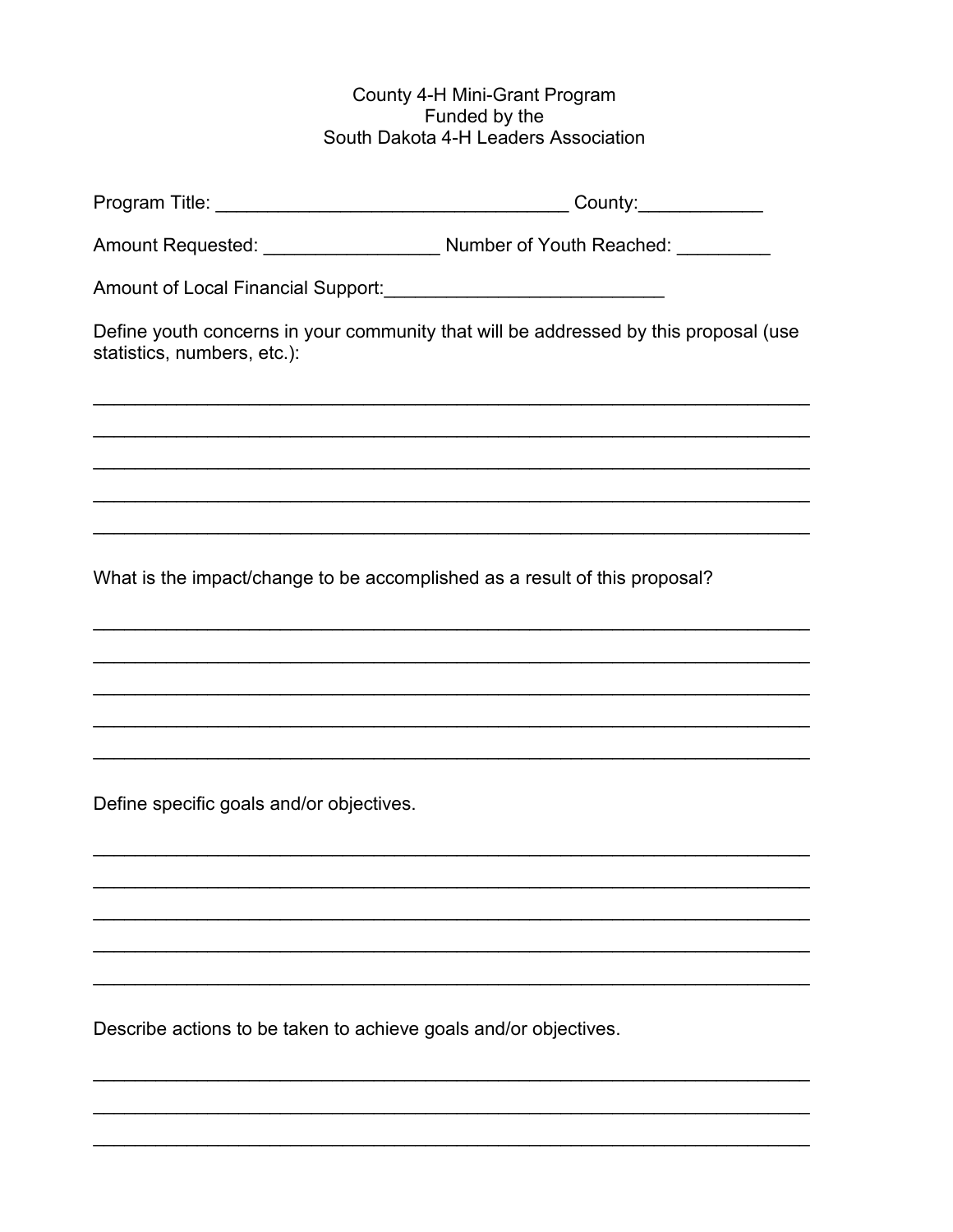County 4-H Mini-Grant Program
Funded by the
South Dakota 4-H Leaders Association

Program Title: ___________________________________ County:____________

Amount Requested: _________________ Number of Youth Reached: _________

Amount of Local Financial Support:___________________________

Define youth concerns in your community that will be addressed by this proposal (use statistics, numbers, etc.):

______________________________________________________________________

______________________________________________________________________

______________________________________________________________________

______________________________________________________________________

______________________________________________________________________

What is the impact/change to be accomplished as a result of this proposal?

______________________________________________________________________

______________________________________________________________________

______________________________________________________________________

______________________________________________________________________

______________________________________________________________________

Define specific goals and/or objectives.

______________________________________________________________________

______________________________________________________________________

______________________________________________________________________

______________________________________________________________________

______________________________________________________________________

Describe actions to be taken to achieve goals and/or objectives.

______________________________________________________________________

______________________________________________________________________

______________________________________________________________________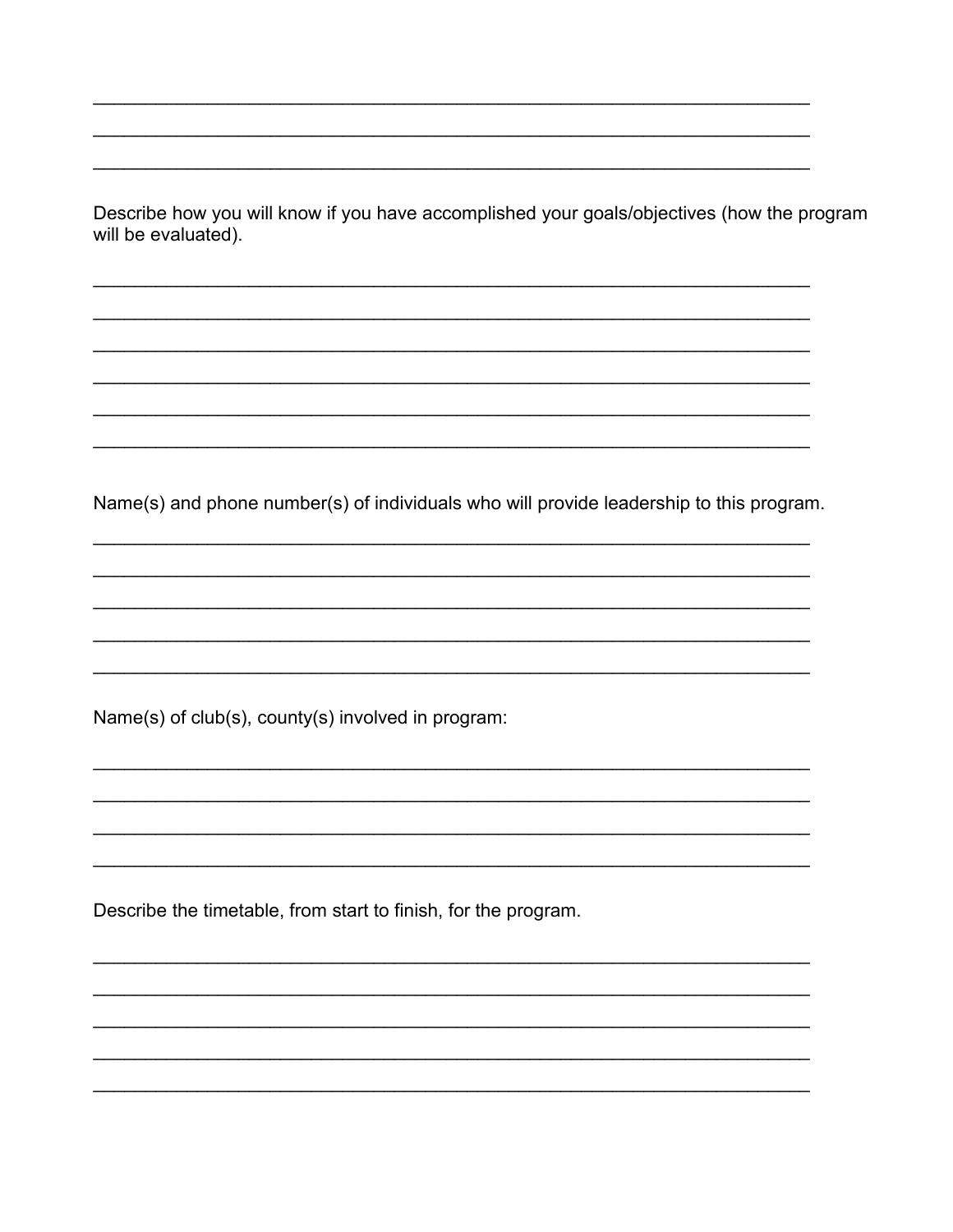\_\_\_\_\_\_\_\_\_\_\_\_\_\_\_\_\_\_\_\_\_\_\_\_\_\_\_\_\_\_\_\_\_\_\_\_\_\_\_\_\_\_\_\_\_\_\_\_\_\_\_\_\_\_\_\_\_\_\_\_\_\_\_\_\_\_\_\_\_\_\_\_

\_\_\_\_\_\_\_\_\_\_\_\_\_\_\_\_\_\_\_\_\_\_\_\_\_\_\_\_\_\_\_\_\_\_\_\_\_\_\_\_\_\_\_\_\_\_\_\_\_\_\_\_\_\_\_\_\_\_\_\_\_\_\_\_\_\_\_\_\_\_\_\_

\_\_\_\_\_\_\_\_\_\_\_\_\_\_\_\_\_\_\_\_\_\_\_\_\_\_\_\_\_\_\_\_\_\_\_\_\_\_\_\_\_\_\_\_\_\_\_\_\_\_\_\_\_\_\_\_\_\_\_\_\_\_\_\_\_\_\_\_\_\_\_\_

Describe how you will know if you have accomplished your goals/objectives (how the program will be evaluated).

\_\_\_\_\_\_\_\_\_\_\_\_\_\_\_\_\_\_\_\_\_\_\_\_\_\_\_\_\_\_\_\_\_\_\_\_\_\_\_\_\_\_\_\_\_\_\_\_\_\_\_\_\_\_\_\_\_\_\_\_\_\_\_\_\_\_\_\_\_\_\_\_

\_\_\_\_\_\_\_\_\_\_\_\_\_\_\_\_\_\_\_\_\_\_\_\_\_\_\_\_\_\_\_\_\_\_\_\_\_\_\_\_\_\_\_\_\_\_\_\_\_\_\_\_\_\_\_\_\_\_\_\_\_\_\_\_\_\_\_\_\_\_\_\_

\_\_\_\_\_\_\_\_\_\_\_\_\_\_\_\_\_\_\_\_\_\_\_\_\_\_\_\_\_\_\_\_\_\_\_\_\_\_\_\_\_\_\_\_\_\_\_\_\_\_\_\_\_\_\_\_\_\_\_\_\_\_\_\_\_\_\_\_\_\_\_\_

\_\_\_\_\_\_\_\_\_\_\_\_\_\_\_\_\_\_\_\_\_\_\_\_\_\_\_\_\_\_\_\_\_\_\_\_\_\_\_\_\_\_\_\_\_\_\_\_\_\_\_\_\_\_\_\_\_\_\_\_\_\_\_\_\_\_\_\_\_\_\_\_

\_\_\_\_\_\_\_\_\_\_\_\_\_\_\_\_\_\_\_\_\_\_\_\_\_\_\_\_\_\_\_\_\_\_\_\_\_\_\_\_\_\_\_\_\_\_\_\_\_\_\_\_\_\_\_\_\_\_\_\_\_\_\_\_\_\_\_\_\_\_\_\_

\_\_\_\_\_\_\_\_\_\_\_\_\_\_\_\_\_\_\_\_\_\_\_\_\_\_\_\_\_\_\_\_\_\_\_\_\_\_\_\_\_\_\_\_\_\_\_\_\_\_\_\_\_\_\_\_\_\_\_\_\_\_\_\_\_\_\_\_\_\_\_\_

Name(s) and phone number(s) of individuals who will provide leadership to this program.

\_\_\_\_\_\_\_\_\_\_\_\_\_\_\_\_\_\_\_\_\_\_\_\_\_\_\_\_\_\_\_\_\_\_\_\_\_\_\_\_\_\_\_\_\_\_\_\_\_\_\_\_\_\_\_\_\_\_\_\_\_\_\_\_\_\_\_\_\_\_\_\_

\_\_\_\_\_\_\_\_\_\_\_\_\_\_\_\_\_\_\_\_\_\_\_\_\_\_\_\_\_\_\_\_\_\_\_\_\_\_\_\_\_\_\_\_\_\_\_\_\_\_\_\_\_\_\_\_\_\_\_\_\_\_\_\_\_\_\_\_\_\_\_\_

\_\_\_\_\_\_\_\_\_\_\_\_\_\_\_\_\_\_\_\_\_\_\_\_\_\_\_\_\_\_\_\_\_\_\_\_\_\_\_\_\_\_\_\_\_\_\_\_\_\_\_\_\_\_\_\_\_\_\_\_\_\_\_\_\_\_\_\_\_\_\_\_

\_\_\_\_\_\_\_\_\_\_\_\_\_\_\_\_\_\_\_\_\_\_\_\_\_\_\_\_\_\_\_\_\_\_\_\_\_\_\_\_\_\_\_\_\_\_\_\_\_\_\_\_\_\_\_\_\_\_\_\_\_\_\_\_\_\_\_\_\_\_\_\_

\_\_\_\_\_\_\_\_\_\_\_\_\_\_\_\_\_\_\_\_\_\_\_\_\_\_\_\_\_\_\_\_\_\_\_\_\_\_\_\_\_\_\_\_\_\_\_\_\_\_\_\_\_\_\_\_\_\_\_\_\_\_\_\_\_\_\_\_\_\_\_\_

Name(s) of club(s), county(s) involved in program:

\_\_\_\_\_\_\_\_\_\_\_\_\_\_\_\_\_\_\_\_\_\_\_\_\_\_\_\_\_\_\_\_\_\_\_\_\_\_\_\_\_\_\_\_\_\_\_\_\_\_\_\_\_\_\_\_\_\_\_\_\_\_\_\_\_\_\_\_\_\_\_\_

\_\_\_\_\_\_\_\_\_\_\_\_\_\_\_\_\_\_\_\_\_\_\_\_\_\_\_\_\_\_\_\_\_\_\_\_\_\_\_\_\_\_\_\_\_\_\_\_\_\_\_\_\_\_\_\_\_\_\_\_\_\_\_\_\_\_\_\_\_\_\_\_

\_\_\_\_\_\_\_\_\_\_\_\_\_\_\_\_\_\_\_\_\_\_\_\_\_\_\_\_\_\_\_\_\_\_\_\_\_\_\_\_\_\_\_\_\_\_\_\_\_\_\_\_\_\_\_\_\_\_\_\_\_\_\_\_\_\_\_\_\_\_\_\_

\_\_\_\_\_\_\_\_\_\_\_\_\_\_\_\_\_\_\_\_\_\_\_\_\_\_\_\_\_\_\_\_\_\_\_\_\_\_\_\_\_\_\_\_\_\_\_\_\_\_\_\_\_\_\_\_\_\_\_\_\_\_\_\_\_\_\_\_\_\_\_\_

Describe the timetable, from start to finish, for the program.

\_\_\_\_\_\_\_\_\_\_\_\_\_\_\_\_\_\_\_\_\_\_\_\_\_\_\_\_\_\_\_\_\_\_\_\_\_\_\_\_\_\_\_\_\_\_\_\_\_\_\_\_\_\_\_\_\_\_\_\_\_\_\_\_\_\_\_\_\_\_\_\_

\_\_\_\_\_\_\_\_\_\_\_\_\_\_\_\_\_\_\_\_\_\_\_\_\_\_\_\_\_\_\_\_\_\_\_\_\_\_\_\_\_\_\_\_\_\_\_\_\_\_\_\_\_\_\_\_\_\_\_\_\_\_\_\_\_\_\_\_\_\_\_\_

\_\_\_\_\_\_\_\_\_\_\_\_\_\_\_\_\_\_\_\_\_\_\_\_\_\_\_\_\_\_\_\_\_\_\_\_\_\_\_\_\_\_\_\_\_\_\_\_\_\_\_\_\_\_\_\_\_\_\_\_\_\_\_\_\_\_\_\_\_\_\_\_

\_\_\_\_\_\_\_\_\_\_\_\_\_\_\_\_\_\_\_\_\_\_\_\_\_\_\_\_\_\_\_\_\_\_\_\_\_\_\_\_\_\_\_\_\_\_\_\_\_\_\_\_\_\_\_\_\_\_\_\_\_\_\_\_\_\_\_\_\_\_\_\_

\_\_\_\_\_\_\_\_\_\_\_\_\_\_\_\_\_\_\_\_\_\_\_\_\_\_\_\_\_\_\_\_\_\_\_\_\_\_\_\_\_\_\_\_\_\_\_\_\_\_\_\_\_\_\_\_\_\_\_\_\_\_\_\_\_\_\_\_\_\_\_\_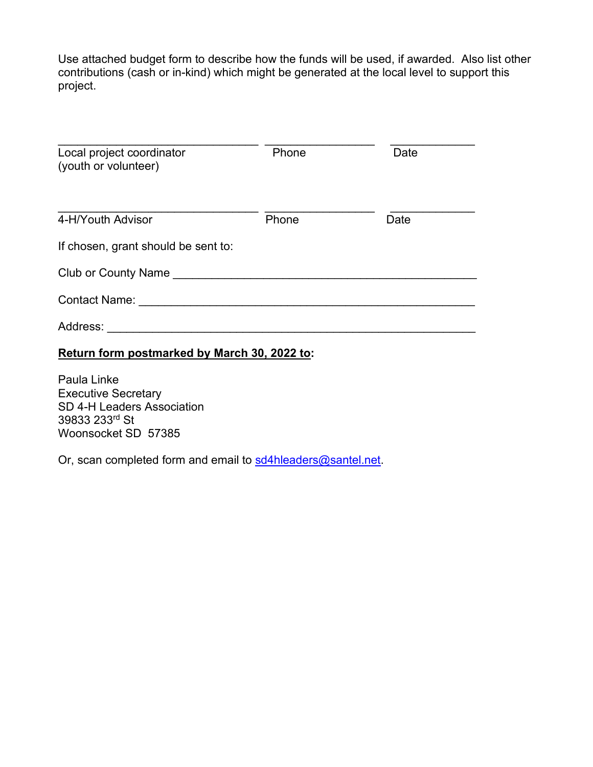Use attached budget form to describe how the funds will be used, if awarded. Also list other contributions (cash or in-kind) which might be generated at the local level to support this project.

\_\_\_\_\_\_\_\_\_\_\_\_\_\_\_\_\_\_\_\_\_\_\_\_\_\_\_\_\_\_\_\_ \_\_\_\_\_\_\_\_\_\_\_\_\_\_\_\_\_\_ \_\_\_\_\_\_\_\_\_\_\_\_\_\_

Local project coordinator (youth or volunteer) &nbsp;&nbsp;&nbsp; Phone &nbsp;&nbsp;&nbsp; Date

\_\_\_\_\_\_\_\_\_\_\_\_\_\_\_\_\_\_\_\_\_\_\_\_\_\_\_\_\_\_\_\_ \_\_\_\_\_\_\_\_\_\_\_\_\_\_\_\_\_\_ \_\_\_\_\_\_\_\_\_\_\_\_\_\_

4-H/Youth Advisor &nbsp;&nbsp;&nbsp; Phone &nbsp;&nbsp;&nbsp; Date

If chosen, grant should be sent to:

Club or County Name \_\_\_\_\_\_\_\_\_\_\_\_\_\_\_\_\_\_\_\_\_\_\_\_\_\_\_\_\_\_\_\_\_\_\_\_\_\_\_\_\_\_\_\_\_\_\_\_

Contact Name: \_\_\_\_\_\_\_\_\_\_\_\_\_\_\_\_\_\_\_\_\_\_\_\_\_\_\_\_\_\_\_\_\_\_\_\_\_\_\_\_\_\_\_\_\_\_\_\_\_\_\_\_\_

Address: \_\_\_\_\_\_\_\_\_\_\_\_\_\_\_\_\_\_\_\_\_\_\_\_\_\_\_\_\_\_\_\_\_\_\_\_\_\_\_\_\_\_\_\_\_\_\_\_\_\_\_\_\_\_\_\_\_\_

**Return form postmarked by March 30, 2022 to:**

Paula Linke
Executive Secretary
SD 4-H Leaders Association
39833 233rd St
Woonsocket SD 57385

Or, scan completed form and email to sd4hleaders@santel.net.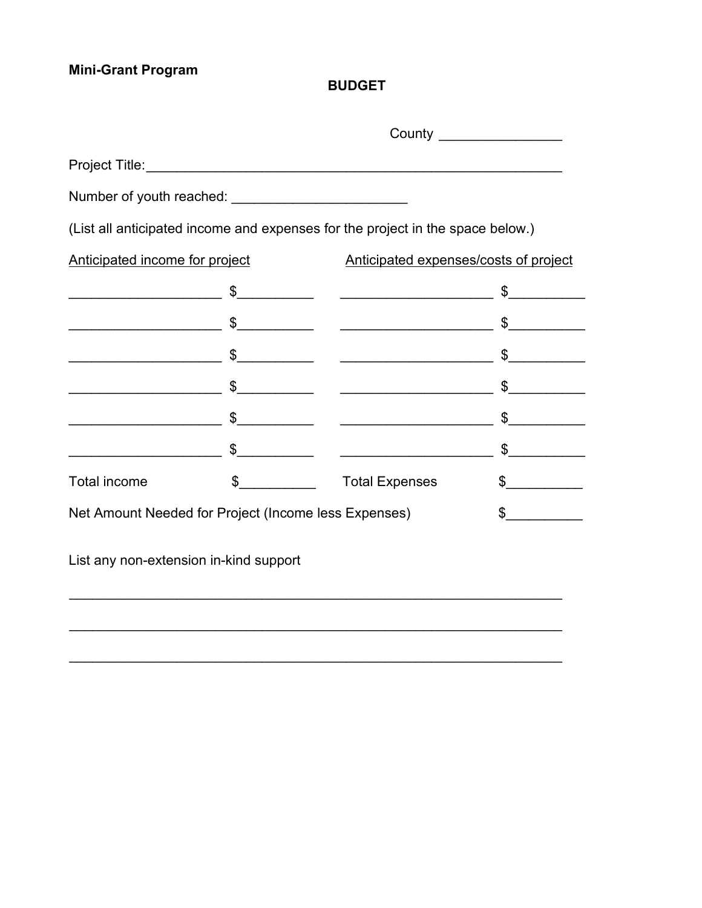**Mini-Grant Program**

## BUDGET

County ________________

Project Title:________________________________________________________

Number of youth reached: _______________________

(List all anticipated income and expenses for the project in the space below.)

| Anticipated income for project | | Anticipated expenses/costs of project | |
|---|---|---|---|
| ____________________ | $__________ | ____________________ | $__________ |
| ____________________ | $__________ | ____________________ | $__________ |
| ____________________ | $__________ | ____________________ | $__________ |
| ____________________ | $__________ | ____________________ | $__________ |
| ____________________ | $__________ | ____________________ | $__________ |
| ____________________ | $__________ | ____________________ | $__________ |
| Total income | $__________ | Total Expenses | $__________ |

Net Amount Needed for Project (Income less Expenses) $__________

List any non-extension in-kind support

_________________________________________________________________

_________________________________________________________________

_________________________________________________________________